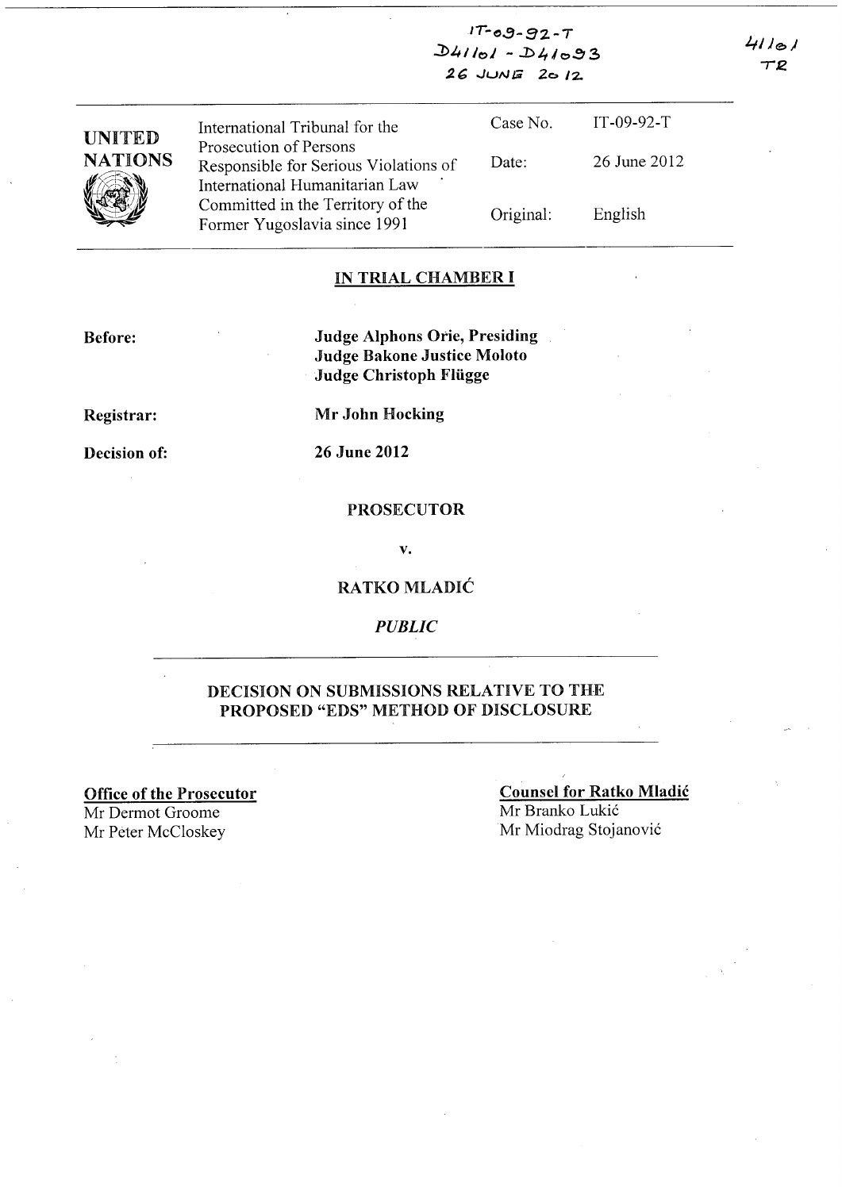IT-09-92-T
D41101 - D41093
26 JUNE 2012

41101
TR

| UNITED NATIONS | International Tribunal for the Prosecution of Persons Responsible for Serious Violations of International Humanitarian Law Committed in the Territory of the Former Yugoslavia since 1991 | Case No. | IT-09-92-T |
|---|---|---|---|
| | | Date: | 26 June 2012 |
| | | Original: | English |

**IN TRIAL CHAMBER I**

**Before:** **Judge Alphons Orie, Presiding**
**Judge Bakone Justice Moloto**
**Judge Christoph Flügge**

**Registrar:** **Mr John Hocking**

**Decision of:** **26 June 2012**

PROSECUTOR

v.

RATKO MLADIĆ

*PUBLIC*

**DECISION ON SUBMISSIONS RELATIVE TO THE PROPOSED "EDS" METHOD OF DISCLOSURE**

**Office of the Prosecutor**
Mr Dermot Groome
Mr Peter McCloskey

**Counsel for Ratko Mladić**
Mr Branko Lukić
Mr Miodrag Stojanović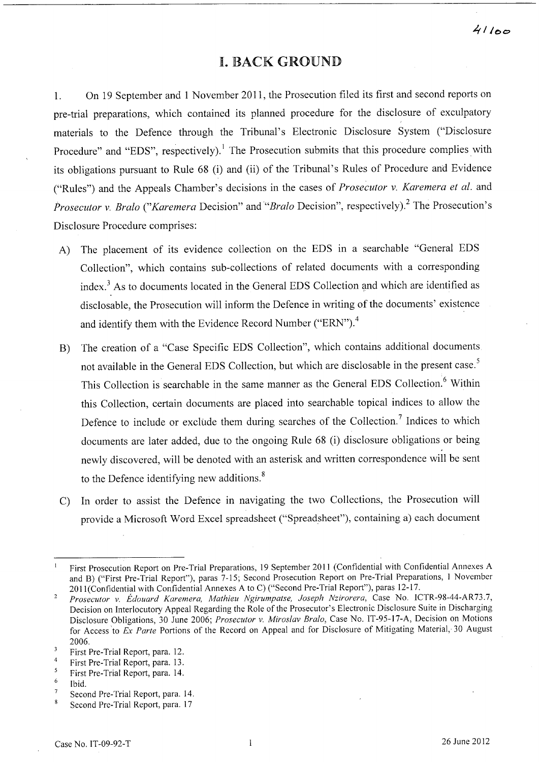# I. BACK GROUND

1. On 19 September and 1 November 2011, the Prosecution filed its first and second reports on pre-trial preparations, which contained its planned procedure for the disclosure of exculpatory materials to the Defence through the Tribunal's Electronic Disclosure System ("Disclosure Procedure" and "EDS", respectively).[1] The Prosecution submits that this procedure complies with its obligations pursuant to Rule 68 (i) and (ii) of the Tribunal's Rules of Procedure and Evidence ("Rules") and the Appeals Chamber's decisions in the cases of *Prosecutor v. Karemera et al.* and *Prosecutor v. Bralo* ("*Karemera* Decision" and "*Bralo* Decision", respectively).[2] The Prosecution's Disclosure Procedure comprises:

A) The placement of its evidence collection on the EDS in a searchable "General EDS Collection", which contains sub-collections of related documents with a corresponding index.[3] As to documents located in the General EDS Collection and which are identified as disclosable, the Prosecution will inform the Defence in writing of the documents' existence and identify them with the Evidence Record Number ("ERN").[4]

B) The creation of a "Case Specific EDS Collection", which contains additional documents not available in the General EDS Collection, but which are disclosable in the present case.[5] This Collection is searchable in the same manner as the General EDS Collection.[6] Within this Collection, certain documents are placed into searchable topical indices to allow the Defence to include or exclude them during searches of the Collection.[7] Indices to which documents are later added, due to the ongoing Rule 68 (i) disclosure obligations or being newly discovered, will be denoted with an asterisk and written correspondence will be sent to the Defence identifying new additions.[8]

C) In order to assist the Defence in navigating the two Collections, the Prosecution will provide a Microsoft Word Excel spreadsheet ("Spreadsheet"), containing a) each document

---

[1] First Prosecution Report on Pre-Trial Preparations, 19 September 2011 (Confidential with Confidential Annexes A and B) ("First Pre-Trial Report"), paras 7-15; Second Prosecution Report on Pre-Trial Preparations, 1 November 2011(Confidential with Confidential Annexes A to C) ("Second Pre-Trial Report"), paras 12-17.

[2] *Prosecutor v. Édouard Karemera, Mathieu Ngirumpatse, Joseph Nzirorera*, Case No. ICTR-98-44-AR73.7, Decision on Interlocutory Appeal Regarding the Role of the Prosecutor's Electronic Disclosure Suite in Discharging Disclosure Obligations, 30 June 2006; *Prosecutor v. Miroslav Bralo*, Case No. IT-95-17-A, Decision on Motions for Access to *Ex Parte* Portions of the Record on Appeal and for Disclosure of Mitigating Material, 30 August 2006.

[3] First Pre-Trial Report, para. 12.

[4] First Pre-Trial Report, para. 13.

[5] First Pre-Trial Report, para. 14.

[6] Ibid.

[7] Second Pre-Trial Report, para. 14.

[8] Second Pre-Trial Report, para. 17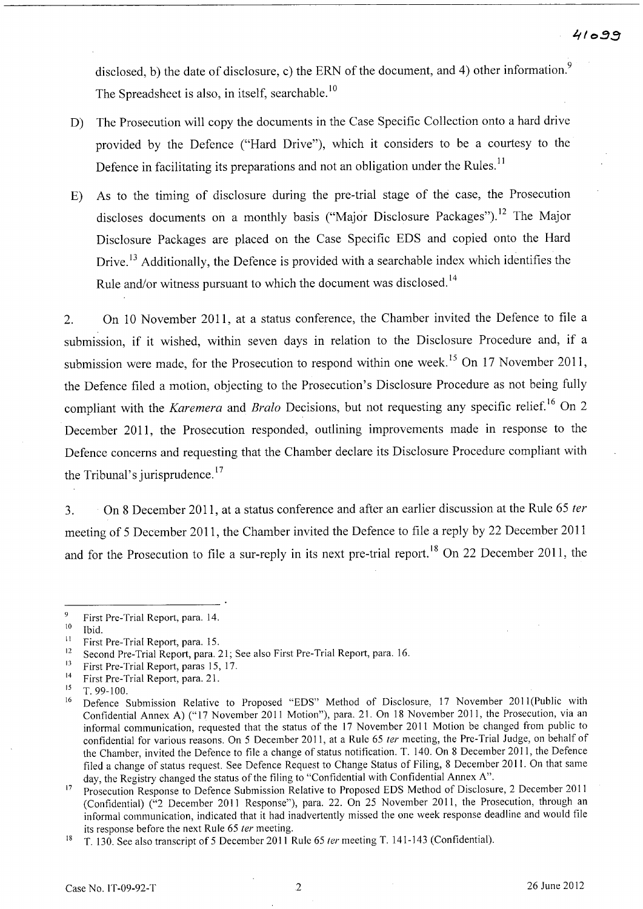disclosed, b) the date of disclosure, c) the ERN of the document, and 4) other information.[9] The Spreadsheet is also, in itself, searchable.[10]

D) The Prosecution will copy the documents in the Case Specific Collection onto a hard drive provided by the Defence ("Hard Drive"), which it considers to be a courtesy to the Defence in facilitating its preparations and not an obligation under the Rules.[11]

E) As to the timing of disclosure during the pre-trial stage of the case, the Prosecution discloses documents on a monthly basis ("Major Disclosure Packages").[12] The Major Disclosure Packages are placed on the Case Specific EDS and copied onto the Hard Drive.[13] Additionally, the Defence is provided with a searchable index which identifies the Rule and/or witness pursuant to which the document was disclosed.[14]

2. On 10 November 2011, at a status conference, the Chamber invited the Defence to file a submission, if it wished, within seven days in relation to the Disclosure Procedure and, if a submission were made, for the Prosecution to respond within one week.[15] On 17 November 2011, the Defence filed a motion, objecting to the Prosecution's Disclosure Procedure as not being fully compliant with the *Karemera* and *Bralo* Decisions, but not requesting any specific relief.[16] On 2 December 2011, the Prosecution responded, outlining improvements made in response to the Defence concerns and requesting that the Chamber declare its Disclosure Procedure compliant with the Tribunal's jurisprudence.[17]

3. On 8 December 2011, at a status conference and after an earlier discussion at the Rule 65 *ter* meeting of 5 December 2011, the Chamber invited the Defence to file a reply by 22 December 2011 and for the Prosecution to file a sur-reply in its next pre-trial report.[18] On 22 December 2011, the

---

[9] First Pre-Trial Report, para. 14.

[10] Ibid.

[11] First Pre-Trial Report, para. 15.

[12] Second Pre-Trial Report, para. 21; See also First Pre-Trial Report, para. 16.

[13] First Pre-Trial Report, paras 15, 17.

[14] First Pre-Trial Report, para. 21.

[15] T. 99-100.

[16] Defence Submission Relative to Proposed "EDS" Method of Disclosure, 17 November 2011(Public with Confidential Annex A) ("17 November 2011 Motion"), para. 21. On 18 November 2011, the Prosecution, via an informal communication, requested that the status of the 17 November 2011 Motion be changed from public to confidential for various reasons. On 5 December 2011, at a Rule 65 *ter* meeting, the Pre-Trial Judge, on behalf of the Chamber, invited the Defence to file a change of status notification. T. 140. On 8 December 2011, the Defence filed a change of status request. See Defence Request to Change Status of Filing, 8 December 2011. On that same day, the Registry changed the status of the filing to "Confidential with Confidential Annex A".

[17] Prosecution Response to Defence Submission Relative to Proposed EDS Method of Disclosure, 2 December 2011 (Confidential) ("2 December 2011 Response"), para. 22. On 25 November 2011, the Prosecution, through an informal communication, indicated that it had inadvertently missed the one week response deadline and would file its response before the next Rule 65 *ter* meeting.

[18] T. 130. See also transcript of 5 December 2011 Rule 65 *ter* meeting T. 141-143 (Confidential).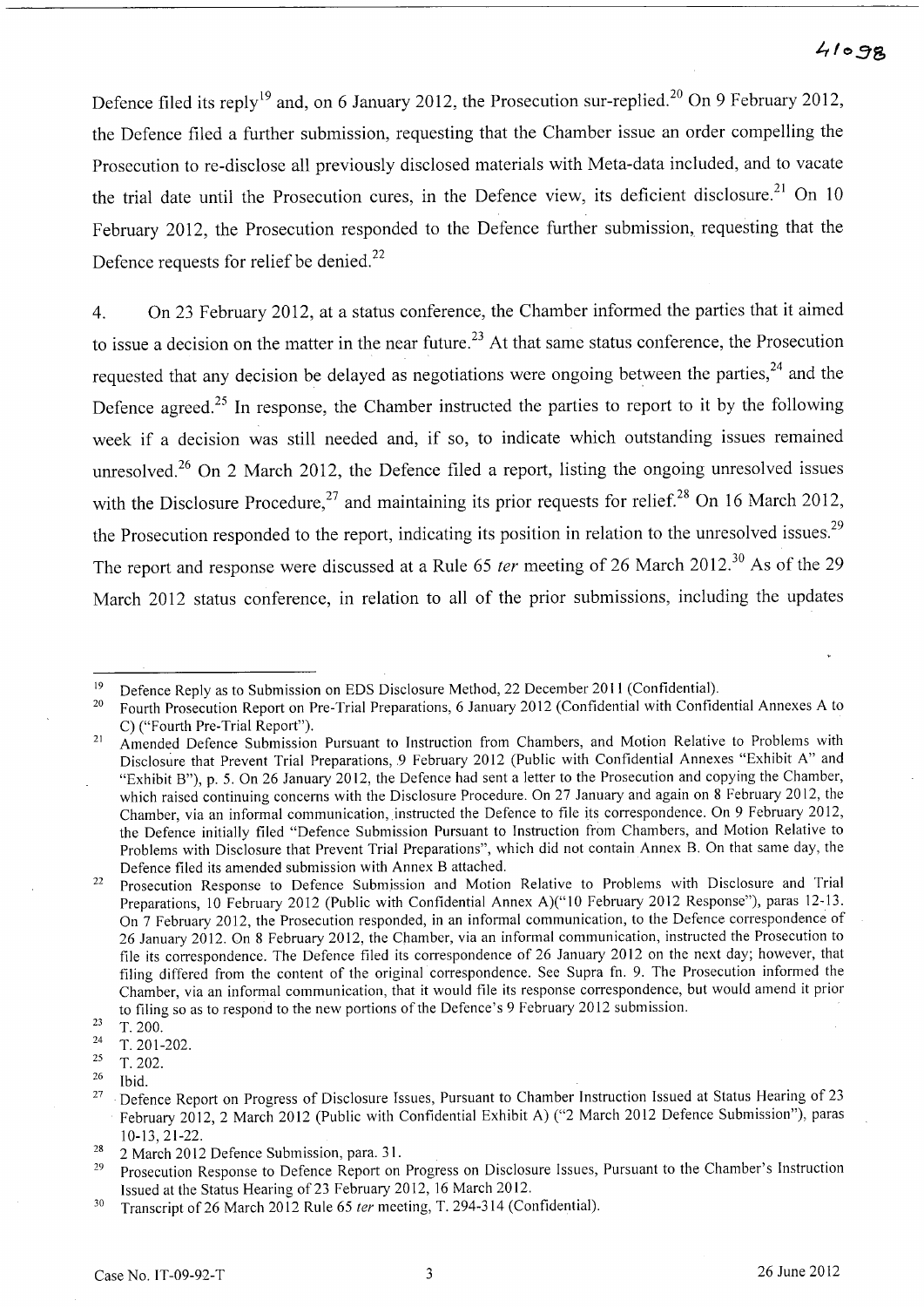Defence filed its reply[19] and, on 6 January 2012, the Prosecution sur-replied.[20] On 9 February 2012, the Defence filed a further submission, requesting that the Chamber issue an order compelling the Prosecution to re-disclose all previously disclosed materials with Meta-data included, and to vacate the trial date until the Prosecution cures, in the Defence view, its deficient disclosure.[21] On 10 February 2012, the Prosecution responded to the Defence further submission, requesting that the Defence requests for relief be denied.[22]

4. On 23 February 2012, at a status conference, the Chamber informed the parties that it aimed to issue a decision on the matter in the near future.[23] At that same status conference, the Prosecution requested that any decision be delayed as negotiations were ongoing between the parties,[24] and the Defence agreed.[25] In response, the Chamber instructed the parties to report to it by the following week if a decision was still needed and, if so, to indicate which outstanding issues remained unresolved.[26] On 2 March 2012, the Defence filed a report, listing the ongoing unresolved issues with the Disclosure Procedure,[27] and maintaining its prior requests for relief.[28] On 16 March 2012, the Prosecution responded to the report, indicating its position in relation to the unresolved issues.[29] The report and response were discussed at a Rule 65 *ter* meeting of 26 March 2012.[30] As of the 29 March 2012 status conference, in relation to all of the prior submissions, including the updates

---

[19] Defence Reply as to Submission on EDS Disclosure Method, 22 December 2011 (Confidential).

[20] Fourth Prosecution Report on Pre-Trial Preparations, 6 January 2012 (Confidential with Confidential Annexes A to C) ("Fourth Pre-Trial Report").

[21] Amended Defence Submission Pursuant to Instruction from Chambers, and Motion Relative to Problems with Disclosure that Prevent Trial Preparations, 9 February 2012 (Public with Confidential Annexes "Exhibit A" and "Exhibit B"), p. 5. On 26 January 2012, the Defence had sent a letter to the Prosecution and copying the Chamber, which raised continuing concerns with the Disclosure Procedure. On 27 January and again on 8 February 2012, the Chamber, via an informal communication, instructed the Defence to file its correspondence. On 9 February 2012, the Defence initially filed "Defence Submission Pursuant to Instruction from Chambers, and Motion Relative to Problems with Disclosure that Prevent Trial Preparations", which did not contain Annex B. On that same day, the Defence filed its amended submission with Annex B attached.

[22] Prosecution Response to Defence Submission and Motion Relative to Problems with Disclosure and Trial Preparations, 10 February 2012 (Public with Confidential Annex A)("10 February 2012 Response"), paras 12-13. On 7 February 2012, the Prosecution responded, in an informal communication, to the Defence correspondence of 26 January 2012. On 8 February 2012, the Chamber, via an informal communication, instructed the Prosecution to file its correspondence. The Defence filed its correspondence of 26 January 2012 on the next day; however, that filing differed from the content of the original correspondence. See Supra fn. 9. The Prosecution informed the Chamber, via an informal communication, that it would file its response correspondence, but would amend it prior to filing so as to respond to the new portions of the Defence's 9 February 2012 submission.

[23] T. 200.

[24] T. 201-202.

[25] T. 202.

[26] Ibid.

[27] Defence Report on Progress of Disclosure Issues, Pursuant to Chamber Instruction Issued at Status Hearing of 23 February 2012, 2 March 2012 (Public with Confidential Exhibit A) ("2 March 2012 Defence Submission"), paras 10-13, 21-22.

[28] 2 March 2012 Defence Submission, para. 31.

[29] Prosecution Response to Defence Report on Progress on Disclosure Issues, Pursuant to the Chamber's Instruction Issued at the Status Hearing of 23 February 2012, 16 March 2012.

[30] Transcript of 26 March 2012 Rule 65 *ter* meeting, T. 294-314 (Confidential).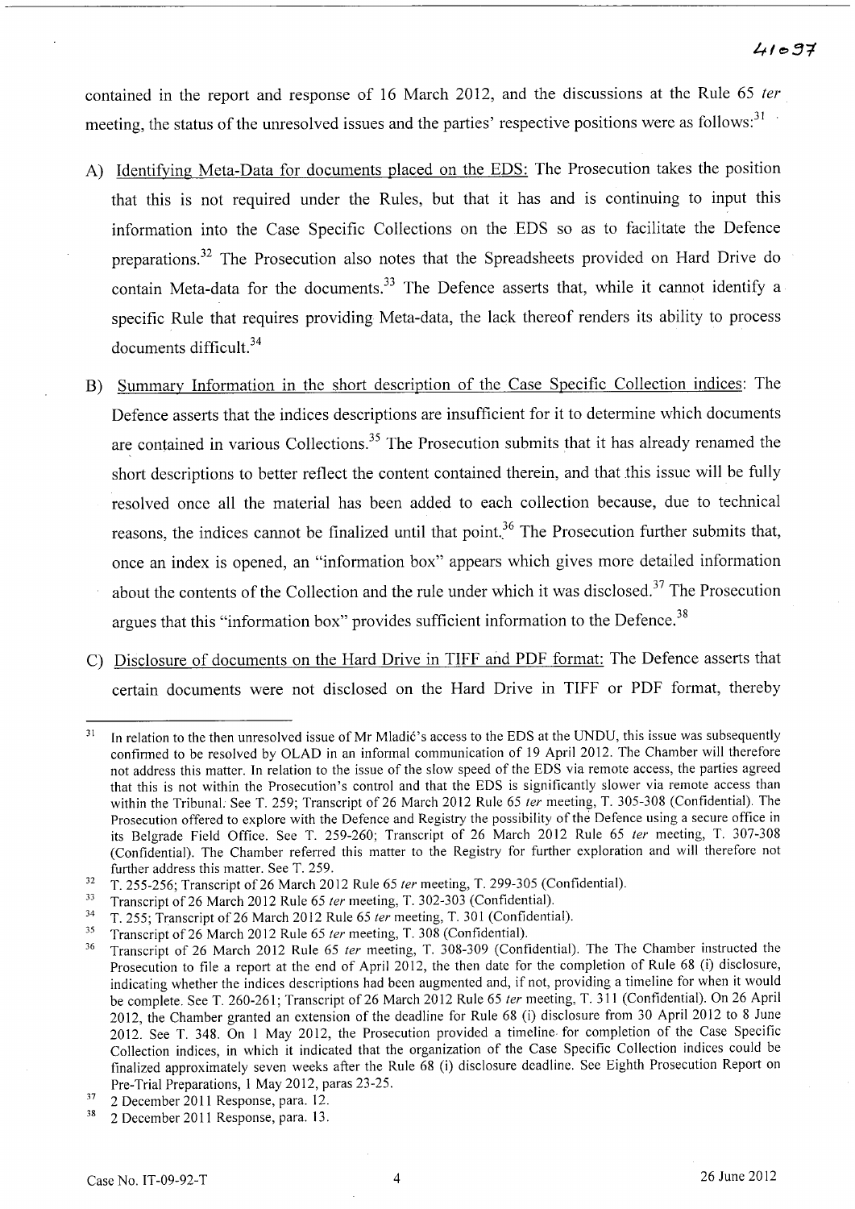contained in the report and response of 16 March 2012, and the discussions at the Rule 65 *ter* meeting, the status of the unresolved issues and the parties' respective positions were as follows:[31]

A) Identifying Meta-Data for documents placed on the EDS: The Prosecution takes the position that this is not required under the Rules, but that it has and is continuing to input this information into the Case Specific Collections on the EDS so as to facilitate the Defence preparations.[32] The Prosecution also notes that the Spreadsheets provided on Hard Drive do contain Meta-data for the documents.[33] The Defence asserts that, while it cannot identify a specific Rule that requires providing Meta-data, the lack thereof renders its ability to process documents difficult.[34]

B) Summary Information in the short description of the Case Specific Collection indices: The Defence asserts that the indices descriptions are insufficient for it to determine which documents are contained in various Collections.[35] The Prosecution submits that it has already renamed the short descriptions to better reflect the content contained therein, and that this issue will be fully resolved once all the material has been added to each collection because, due to technical reasons, the indices cannot be finalized until that point.[36] The Prosecution further submits that, once an index is opened, an "information box" appears which gives more detailed information about the contents of the Collection and the rule under which it was disclosed.[37] The Prosecution argues that this "information box" provides sufficient information to the Defence.[38]

C) Disclosure of documents on the Hard Drive in TIFF and PDF format: The Defence asserts that certain documents were not disclosed on the Hard Drive in TIFF or PDF format, thereby

---

[31] In relation to the then unresolved issue of Mr Mladić's access to the EDS at the UNDU, this issue was subsequently confirmed to be resolved by OLAD in an informal communication of 19 April 2012. The Chamber will therefore not address this matter. In relation to the issue of the slow speed of the EDS via remote access, the parties agreed that this is not within the Prosecution's control and that the EDS is significantly slower via remote access than within the Tribunal. See T. 259; Transcript of 26 March 2012 Rule 65 *ter* meeting, T. 305-308 (Confidential). The Prosecution offered to explore with the Defence and Registry the possibility of the Defence using a secure office in its Belgrade Field Office. See T. 259-260; Transcript of 26 March 2012 Rule 65 *ter* meeting, T. 307-308 (Confidential). The Chamber referred this matter to the Registry for further exploration and will therefore not further address this matter. See T. 259.

[32] T. 255-256; Transcript of 26 March 2012 Rule 65 *ter* meeting, T. 299-305 (Confidential).

[33] Transcript of 26 March 2012 Rule 65 *ter* meeting, T. 302-303 (Confidential).

[34] T. 255; Transcript of 26 March 2012 Rule 65 *ter* meeting, T. 301 (Confidential).

[35] Transcript of 26 March 2012 Rule 65 *ter* meeting, T. 308 (Confidential).

[36] Transcript of 26 March 2012 Rule 65 *ter* meeting, T. 308-309 (Confidential). The The Chamber instructed the Prosecution to file a report at the end of April 2012, the then date for the completion of Rule 68 (i) disclosure, indicating whether the indices descriptions had been augmented and, if not, providing a timeline for when it would be complete. See T. 260-261; Transcript of 26 March 2012 Rule 65 *ter* meeting, T. 311 (Confidential). On 26 April 2012, the Chamber granted an extension of the deadline for Rule 68 (i) disclosure from 30 April 2012 to 8 June 2012. See T. 348. On 1 May 2012, the Prosecution provided a timeline for completion of the Case Specific Collection indices, in which it indicated that the organization of the Case Specific Collection indices could be finalized approximately seven weeks after the Rule 68 (i) disclosure deadline. See Eighth Prosecution Report on Pre-Trial Preparations, 1 May 2012, paras 23-25.

[37] 2 December 2011 Response, para. 12.

[38] 2 December 2011 Response, para. 13.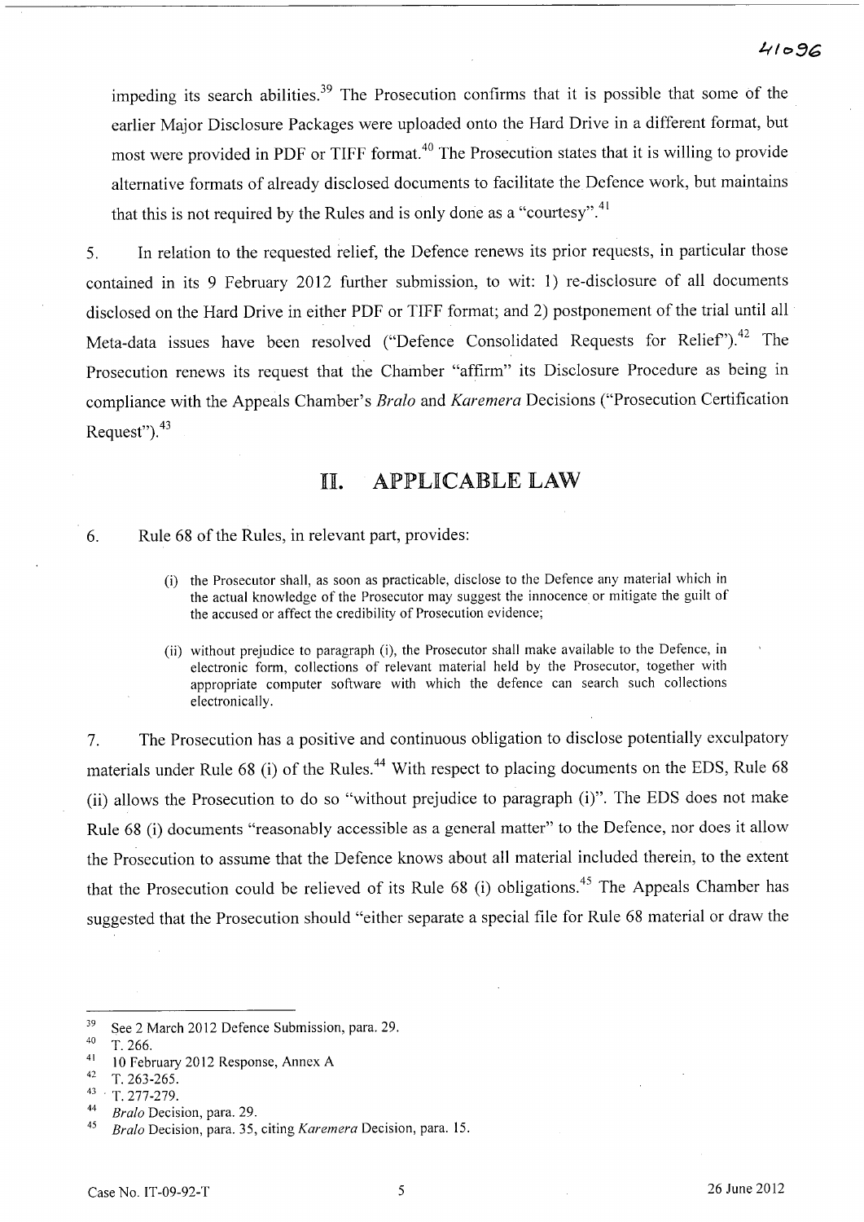impeding its search abilities.[39] The Prosecution confirms that it is possible that some of the earlier Major Disclosure Packages were uploaded onto the Hard Drive in a different format, but most were provided in PDF or TIFF format.[40] The Prosecution states that it is willing to provide alternative formats of already disclosed documents to facilitate the Defence work, but maintains that this is not required by the Rules and is only done as a "courtesy".[41]

5. In relation to the requested relief, the Defence renews its prior requests, in particular those contained in its 9 February 2012 further submission, to wit: 1) re-disclosure of all documents disclosed on the Hard Drive in either PDF or TIFF format; and 2) postponement of the trial until all Meta-data issues have been resolved ("Defence Consolidated Requests for Relief").[42] The Prosecution renews its request that the Chamber "affirm" its Disclosure Procedure as being in compliance with the Appeals Chamber's *Bralo* and *Karemera* Decisions ("Prosecution Certification Request").[43]

# II. APPLICABLE LAW

6. Rule 68 of the Rules, in relevant part, provides:

> (i) the Prosecutor shall, as soon as practicable, disclose to the Defence any material which in the actual knowledge of the Prosecutor may suggest the innocence or mitigate the guilt of the accused or affect the credibility of Prosecution evidence;
>
> (ii) without prejudice to paragraph (i), the Prosecutor shall make available to the Defence, in electronic form, collections of relevant material held by the Prosecutor, together with appropriate computer software with which the defence can search such collections electronically.

7. The Prosecution has a positive and continuous obligation to disclose potentially exculpatory materials under Rule 68 (i) of the Rules.[44] With respect to placing documents on the EDS, Rule 68 (ii) allows the Prosecution to do so "without prejudice to paragraph (i)". The EDS does not make Rule 68 (i) documents "reasonably accessible as a general matter" to the Defence, nor does it allow the Prosecution to assume that the Defence knows about all material included therein, to the extent that the Prosecution could be relieved of its Rule 68 (i) obligations.[45] The Appeals Chamber has suggested that the Prosecution should "either separate a special file for Rule 68 material or draw the

---

[39] See 2 March 2012 Defence Submission, para. 29.

[40] T. 266.

[41] 10 February 2012 Response, Annex A

[42] T. 263-265.

[43] T. 277-279.

[44] *Bralo* Decision, para. 29.

[45] *Bralo* Decision, para. 35, citing *Karemera* Decision, para. 15.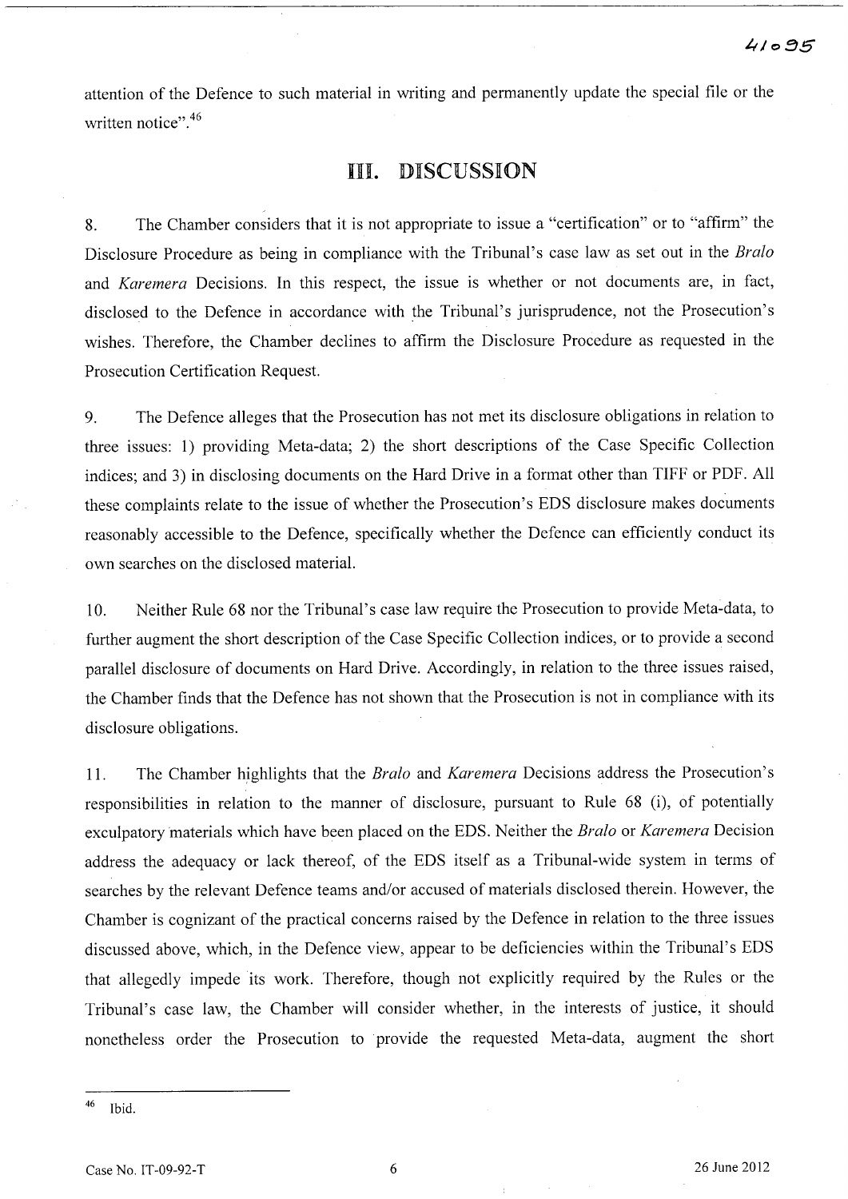attention of the Defence to such material in writing and permanently update the special file or the written notice".[46]

## III. DISCUSSION

8. The Chamber considers that it is not appropriate to issue a "certification" or to "affirm" the Disclosure Procedure as being in compliance with the Tribunal's case law as set out in the *Bralo* and *Karemera* Decisions. In this respect, the issue is whether or not documents are, in fact, disclosed to the Defence in accordance with the Tribunal's jurisprudence, not the Prosecution's wishes. Therefore, the Chamber declines to affirm the Disclosure Procedure as requested in the Prosecution Certification Request.

9. The Defence alleges that the Prosecution has not met its disclosure obligations in relation to three issues: 1) providing Meta-data; 2) the short descriptions of the Case Specific Collection indices; and 3) in disclosing documents on the Hard Drive in a format other than TIFF or PDF. All these complaints relate to the issue of whether the Prosecution's EDS disclosure makes documents reasonably accessible to the Defence, specifically whether the Defence can efficiently conduct its own searches on the disclosed material.

10. Neither Rule 68 nor the Tribunal's case law require the Prosecution to provide Meta-data, to further augment the short description of the Case Specific Collection indices, or to provide a second parallel disclosure of documents on Hard Drive. Accordingly, in relation to the three issues raised, the Chamber finds that the Defence has not shown that the Prosecution is not in compliance with its disclosure obligations.

11. The Chamber highlights that the *Bralo* and *Karemera* Decisions address the Prosecution's responsibilities in relation to the manner of disclosure, pursuant to Rule 68 (i), of potentially exculpatory materials which have been placed on the EDS. Neither the *Bralo* or *Karemera* Decision address the adequacy or lack thereof, of the EDS itself as a Tribunal-wide system in terms of searches by the relevant Defence teams and/or accused of materials disclosed therein. However, the Chamber is cognizant of the practical concerns raised by the Defence in relation to the three issues discussed above, which, in the Defence view, appear to be deficiencies within the Tribunal's EDS that allegedly impede its work. Therefore, though not explicitly required by the Rules or the Tribunal's case law, the Chamber will consider whether, in the interests of justice, it should nonetheless order the Prosecution to provide the requested Meta-data, augment the short

---

[46] Ibid.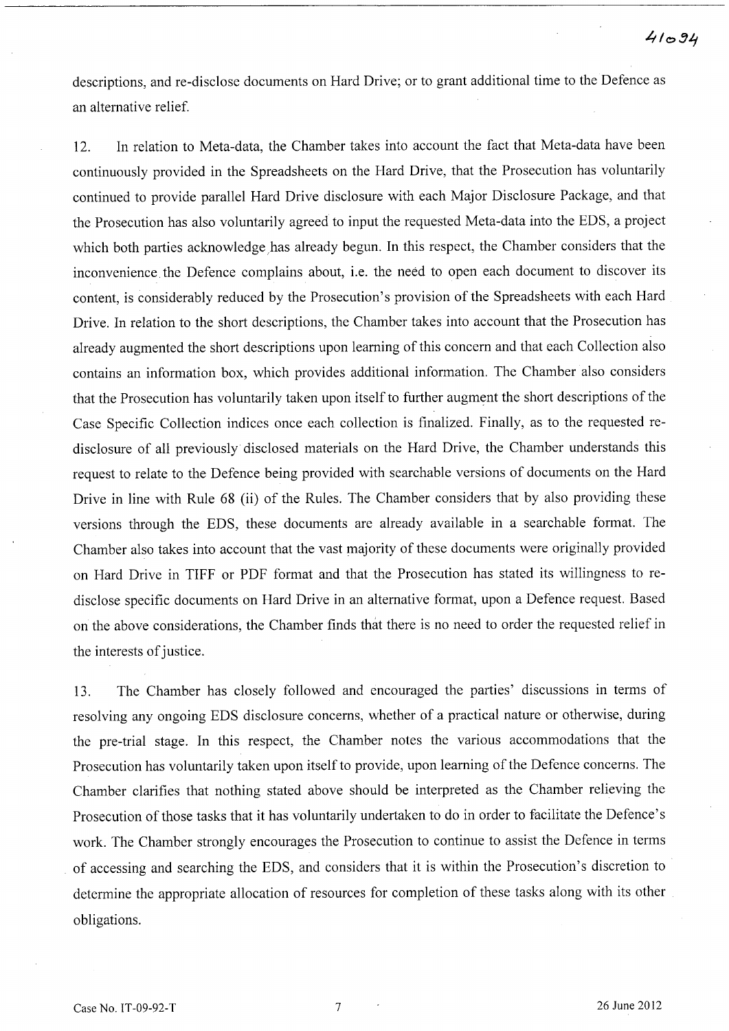descriptions, and re-disclose documents on Hard Drive; or to grant additional time to the Defence as an alternative relief.

12. In relation to Meta-data, the Chamber takes into account the fact that Meta-data have been continuously provided in the Spreadsheets on the Hard Drive, that the Prosecution has voluntarily continued to provide parallel Hard Drive disclosure with each Major Disclosure Package, and that the Prosecution has also voluntarily agreed to input the requested Meta-data into the EDS, a project which both parties acknowledge has already begun. In this respect, the Chamber considers that the inconvenience the Defence complains about, i.e. the need to open each document to discover its content, is considerably reduced by the Prosecution's provision of the Spreadsheets with each Hard Drive. In relation to the short descriptions, the Chamber takes into account that the Prosecution has already augmented the short descriptions upon learning of this concern and that each Collection also contains an information box, which provides additional information. The Chamber also considers that the Prosecution has voluntarily taken upon itself to further augment the short descriptions of the Case Specific Collection indices once each collection is finalized. Finally, as to the requested re-disclosure of all previously disclosed materials on the Hard Drive, the Chamber understands this request to relate to the Defence being provided with searchable versions of documents on the Hard Drive in line with Rule 68 (ii) of the Rules. The Chamber considers that by also providing these versions through the EDS, these documents are already available in a searchable format. The Chamber also takes into account that the vast majority of these documents were originally provided on Hard Drive in TIFF or PDF format and that the Prosecution has stated its willingness to re-disclose specific documents on Hard Drive in an alternative format, upon a Defence request. Based on the above considerations, the Chamber finds that there is no need to order the requested relief in the interests of justice.

13. The Chamber has closely followed and encouraged the parties' discussions in terms of resolving any ongoing EDS disclosure concerns, whether of a practical nature or otherwise, during the pre-trial stage. In this respect, the Chamber notes the various accommodations that the Prosecution has voluntarily taken upon itself to provide, upon learning of the Defence concerns. The Chamber clarifies that nothing stated above should be interpreted as the Chamber relieving the Prosecution of those tasks that it has voluntarily undertaken to do in order to facilitate the Defence's work. The Chamber strongly encourages the Prosecution to continue to assist the Defence in terms of accessing and searching the EDS, and considers that it is within the Prosecution's discretion to determine the appropriate allocation of resources for completion of these tasks along with its other obligations.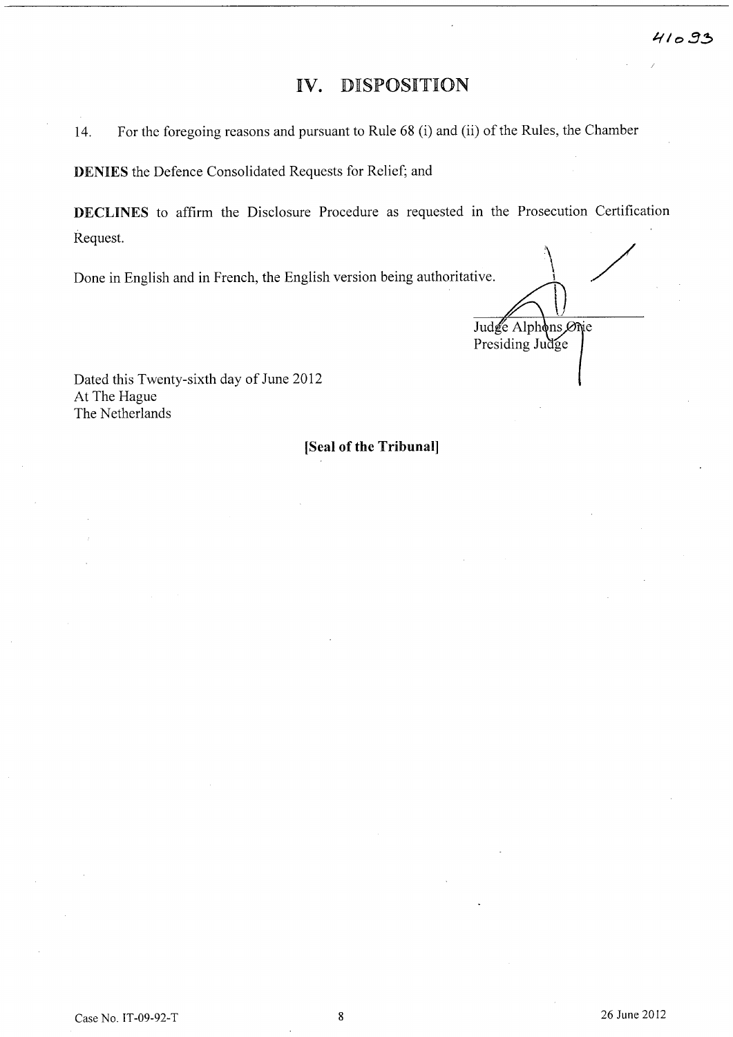## IV. DISPOSITION

14. For the foregoing reasons and pursuant to Rule 68 (i) and (ii) of the Rules, the Chamber

**DENIES** the Defence Consolidated Requests for Relief; and

**DECLINES** to affirm the Disclosure Procedure as requested in the Prosecution Certification Request.

Done in English and in French, the English version being authoritative.

Judge Alphons Orie
Presiding Judge

Dated this Twenty-sixth day of June 2012
At The Hague
The Netherlands

**[Seal of the Tribunal]**